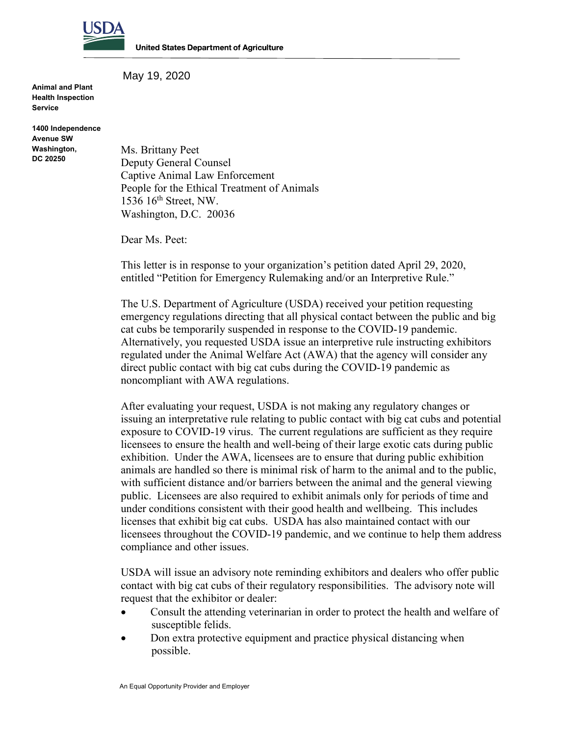**United States Department of Agriculture**

May 19, 2020

**Animal and Plant Health Inspection Service**

**1400 Independence Avenue SW Washington, DC 20250**

Ms. Brittany Peet
Deputy General Counsel
Captive Animal Law Enforcement
People for the Ethical Treatment of Animals
1536 16th Street, NW.
Washington, D.C. 20036

Dear Ms. Peet:

This letter is in response to your organization's petition dated April 29, 2020, entitled "Petition for Emergency Rulemaking and/or an Interpretive Rule."

The U.S. Department of Agriculture (USDA) received your petition requesting emergency regulations directing that all physical contact between the public and big cat cubs be temporarily suspended in response to the COVID-19 pandemic. Alternatively, you requested USDA issue an interpretive rule instructing exhibitors regulated under the Animal Welfare Act (AWA) that the agency will consider any direct public contact with big cat cubs during the COVID-19 pandemic as noncompliant with AWA regulations.

After evaluating your request, USDA is not making any regulatory changes or issuing an interpretative rule relating to public contact with big cat cubs and potential exposure to COVID-19 virus. The current regulations are sufficient as they require licensees to ensure the health and well-being of their large exotic cats during public exhibition. Under the AWA, licensees are to ensure that during public exhibition animals are handled so there is minimal risk of harm to the animal and to the public, with sufficient distance and/or barriers between the animal and the general viewing public. Licensees are also required to exhibit animals only for periods of time and under conditions consistent with their good health and wellbeing. This includes licenses that exhibit big cat cubs. USDA has also maintained contact with our licensees throughout the COVID-19 pandemic, and we continue to help them address compliance and other issues.

USDA will issue an advisory note reminding exhibitors and dealers who offer public contact with big cat cubs of their regulatory responsibilities. The advisory note will request that the exhibitor or dealer:

- Consult the attending veterinarian in order to protect the health and welfare of susceptible felids.
- Don extra protective equipment and practice physical distancing when possible.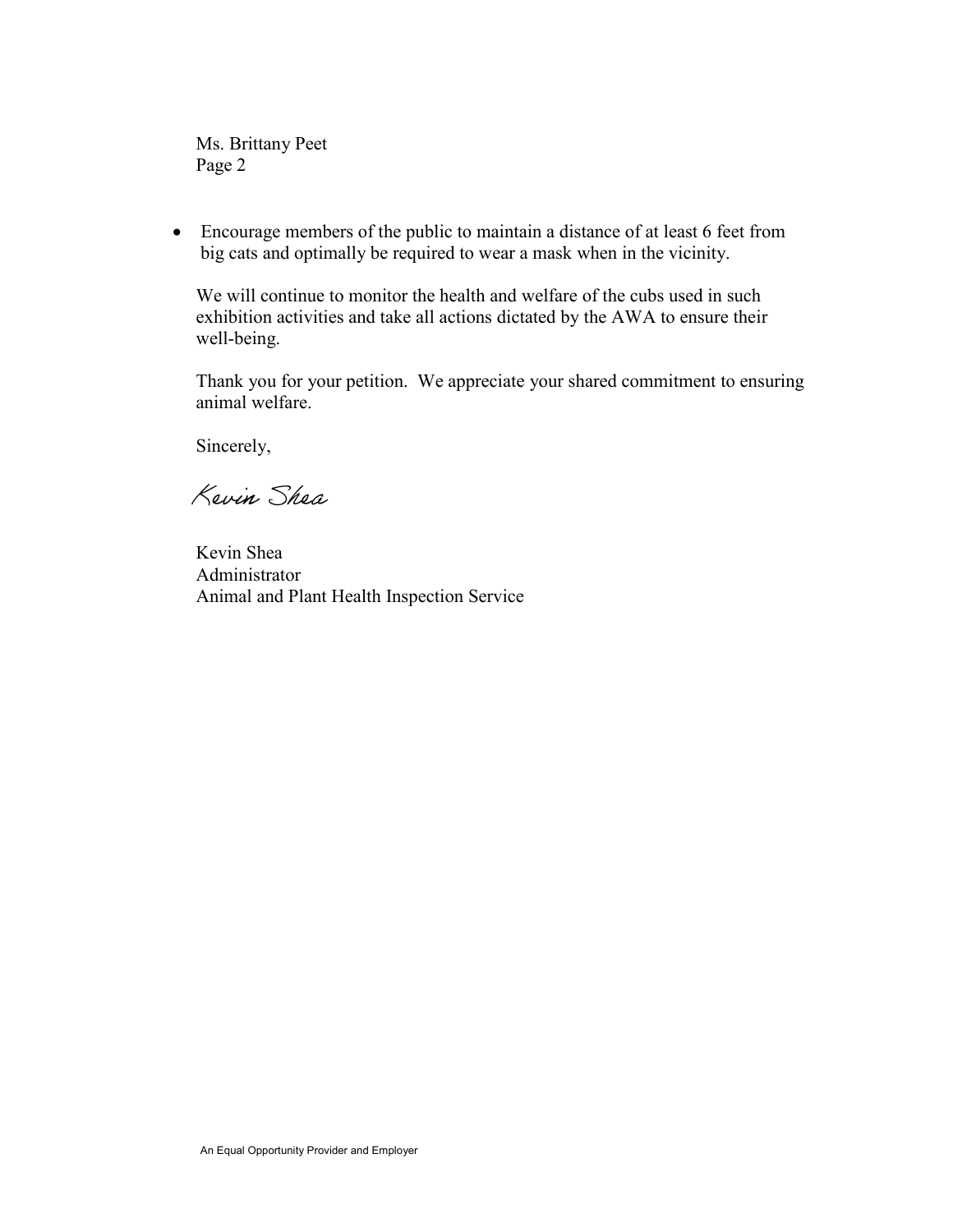Ms. Brittany Peet
Page 2

- Encourage members of the public to maintain a distance of at least 6 feet from big cats and optimally be required to wear a mask when in the vicinity.

We will continue to monitor the health and welfare of the cubs used in such exhibition activities and take all actions dictated by the AWA to ensure their well-being.

Thank you for your petition. We appreciate your shared commitment to ensuring animal welfare.

Sincerely,

Kevin Shea

Kevin Shea
Administrator
Animal and Plant Health Inspection Service

An Equal Opportunity Provider and Employer